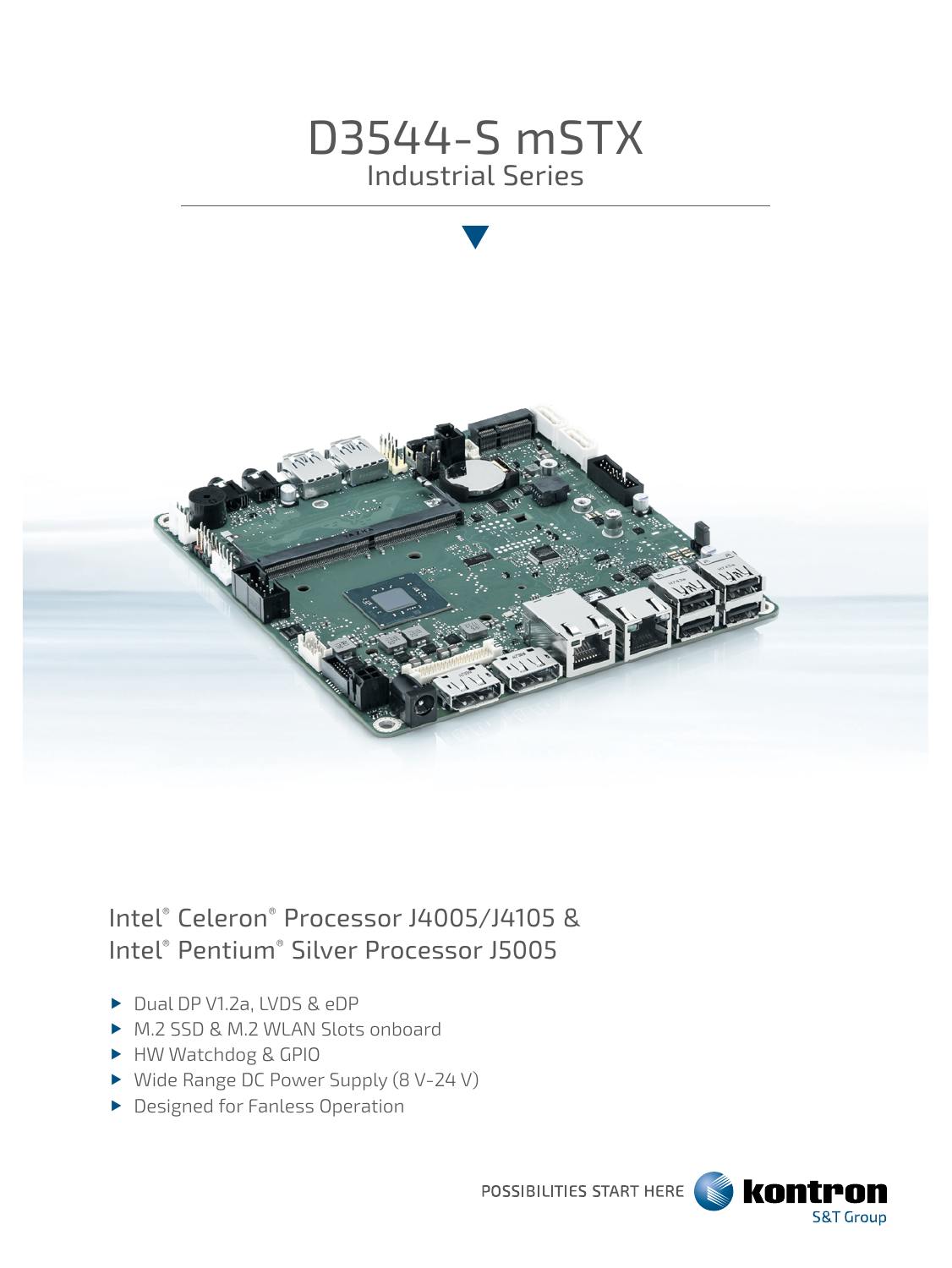# D3544-S mSTX

## Industrial Series

Intel® Celeron® Processor J4005/J4105 &
Intel® Pentium® Silver Processor J5005

- Dual DP V1.2a, LVDS & eDP
- M.2 SSD & M.2 WLAN Slots onboard
- HW Watchdog & GPIO
- Wide Range DC Power Supply (8 V-24 V)
- Designed for Fanless Operation

POSSIBILITIES START HERE kontron S&T Group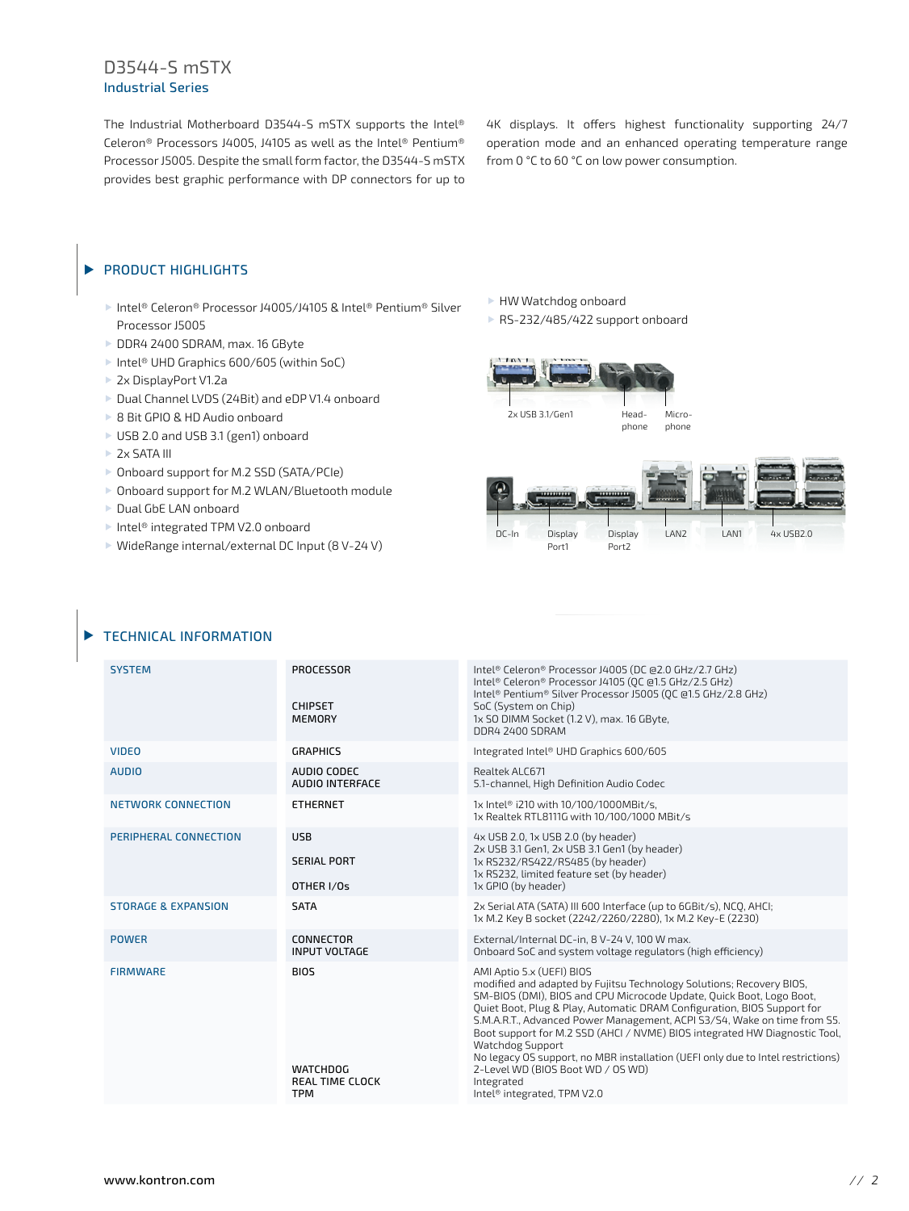# D3544-S mSTX

## Industrial Series

The Industrial Motherboard D3544-S mSTX supports the Intel® Celeron® Processors J4005, J4105 as well as the Intel® Pentium® Processor J5005. Despite the small form factor, the D3544-S mSTX provides best graphic performance with DP connectors for up to 4K displays. It offers highest functionality supporting 24/7 operation mode and an enhanced operating temperature range from 0 °C to 60 °C on low power consumption.

## PRODUCT HIGHLIGHTS

- Intel® Celeron® Processor J4005/J4105 & Intel® Pentium® Silver Processor J5005
- DDR4 2400 SDRAM, max. 16 GByte
- Intel® UHD Graphics 600/605 (within SoC)
- 2x DisplayPort V1.2a
- Dual Channel LVDS (24Bit) and eDP V1.4 onboard
- 8 Bit GPIO & HD Audio onboard
- USB 2.0 and USB 3.1 (gen1) onboard
- 2x SATA III
- Onboard support for M.2 SSD (SATA/PCIe)
- Onboard support for M.2 WLAN/Bluetooth module
- Dual GbE LAN onboard
- Intel® integrated TPM V2.0 onboard
- WideRange internal/external DC Input (8 V-24 V)
- HW Watchdog onboard
- RS-232/485/422 support onboard

2x USB 3.1/Gen1 | Head-phone | Micro-phone

DC-In | Display Port1 | Display Port2 | LAN2 | LAN1 | 4x USB2.0

## TECHNICAL INFORMATION

| | | |
|---|---|---|
| SYSTEM | PROCESSOR | Intel® Celeron® Processor J4005 (DC @2.0 GHz/2.7 GHz)<br>Intel® Celeron® Processor J4105 (QC @1.5 GHz/2.5 GHz)<br>Intel® Pentium® Silver Processor J5005 (QC @1.5 GHz/2.8 GHz) |
| | CHIPSET | SoC (System on Chip) |
| | MEMORY | 1x SO DIMM Socket (1.2 V), max. 16 GByte,<br>DDR4 2400 SDRAM |
| VIDEO | GRAPHICS | Integrated Intel® UHD Graphics 600/605 |
| AUDIO | AUDIO CODEC | Realtek ALC671 |
| | AUDIO INTERFACE | 5.1-channel, High Definition Audio Codec |
| NETWORK CONNECTION | ETHERNET | 1x Intel® i210 with 10/100/1000MBit/s,<br>1x Realtek RTL8111G with 10/100/1000 MBit/s |
| PERIPHERAL CONNECTION | USB | 4x USB 2.0, 1x USB 2.0 (by header)<br>2x USB 3.1 Gen1, 2x USB 3.1 Gen1 (by header) |
| | SERIAL PORT | 1x RS232/RS422/RS485 (by header)<br>1x RS232, limited feature set (by header) |
| | OTHER I/Os | 1x GPIO (by header) |
| STORAGE & EXPANSION | SATA | 2x Serial ATA (SATA) III 600 Interface (up to 6GBit/s), NCQ, AHCI;<br>1x M.2 Key B socket (2242/2260/2280), 1x M.2 Key-E (2230) |
| POWER | CONNECTOR | External/Internal DC-in, 8 V-24 V, 100 W max. |
| | INPUT VOLTAGE | Onboard SoC and system voltage regulators (high efficiency) |
| FIRMWARE | BIOS | AMI Aptio 5.x (UEFI) BIOS<br>modified and adapted by Fujitsu Technology Solutions; Recovery BIOS, SM-BIOS (DMI), BIOS and CPU Microcode Update, Quick Boot, Logo Boot, Quiet Boot, Plug & Play, Automatic DRAM Configuration, BIOS Support for S.M.A.R.T., Advanced Power Management, ACPI S3/S4, Wake on time from S5. Boot support for M.2 SSD (AHCI / NVME) BIOS integrated HW Diagnostic Tool, Watchdog Support<br>No legacy OS support, no MBR installation (UEFI only due to Intel restrictions) |
| | WATCHDOG | 2-Level WD (BIOS Boot WD / OS WD) |
| | REAL TIME CLOCK | Integrated |
| | TPM | Intel® integrated, TPM V2.0 |

www.kontron.com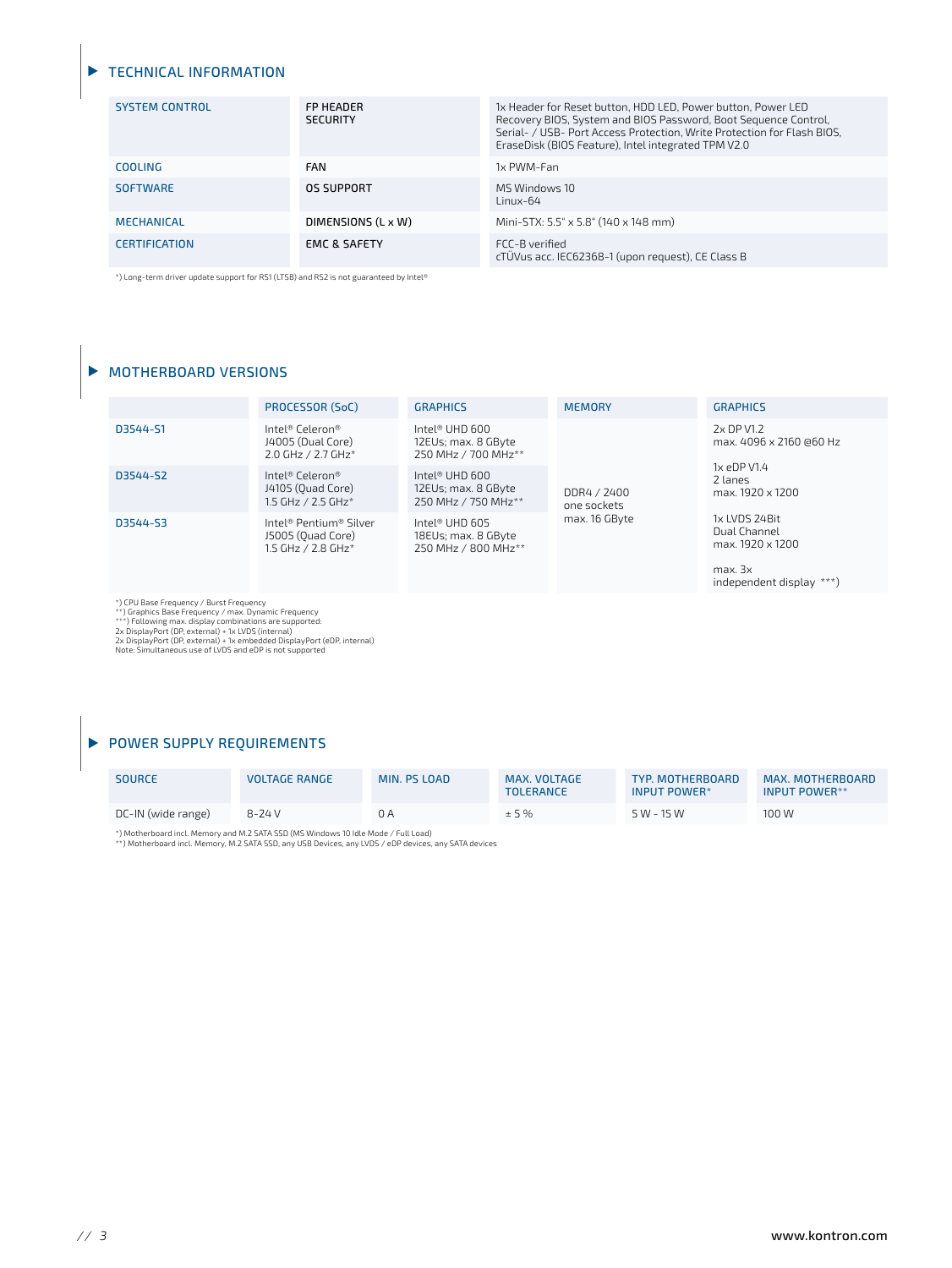## TECHNICAL INFORMATION

| | | |
|---|---|---|
| SYSTEM CONTROL | FP HEADER<br>SECURITY | 1x Header for Reset button, HDD LED, Power button, Power LED<br>Recovery BIOS, System and BIOS Password, Boot Sequence Control, Serial- / USB- Port Access Protection, Write Protection for Flash BIOS, EraseDisk (BIOS Feature), Intel integrated TPM V2.0 |
| COOLING | FAN | 1x PWM-Fan |
| SOFTWARE | OS SUPPORT | MS Windows 10<br>Linux-64 |
| MECHANICAL | DIMENSIONS (L x W) | Mini-STX: 5.5" x 5.8" (140 x 148 mm) |
| CERTIFICATION | EMC & SAFETY | FCC-B verified<br>cTÜVus acc. IEC62368-1 (upon request), CE Class B |

*) Long-term driver update support for RS1 (LTSB) and RS2 is not guaranteed by Intel®

## MOTHERBOARD VERSIONS

| | PROCESSOR (SoC) | GRAPHICS | MEMORY | GRAPHICS |
|---|---|---|---|---|
| D3544-S1 | Intel® Celeron®<br>J4005 (Dual Core)<br>2.0 GHz / 2.7 GHz* | Intel® UHD 600<br>12EUs; max. 8 GByte<br>250 MHz / 700 MHz** | DDR4 / 2400<br>one sockets<br>max. 16 GByte | 2x DP V1.2<br>max. 4096 x 2160 @60 Hz<br><br>1x eDP V1.4<br>2 lanes<br>max. 1920 x 1200<br><br>1x LVDS 24Bit<br>Dual Channel<br>max. 1920 x 1200<br><br>max. 3x<br>independent display ***) |
| D3544-S2 | Intel® Celeron®<br>J4105 (Quad Core)<br>1.5 GHz / 2.5 GHz* | Intel® UHD 600<br>12EUs; max. 8 GByte<br>250 MHz / 750 MHz** | | |
| D3544-S3 | Intel® Pentium® Silver<br>J5005 (Quad Core)<br>1.5 GHz / 2.8 GHz* | Intel® UHD 605<br>18EUs; max. 8 GByte<br>250 MHz / 800 MHz** | | |

*) CPU Base Frequency / Burst Frequency
**) Graphics Base Frequency / max. Dynamic Frequency
***) Following max. display combinations are supported:
2x DisplayPort (DP, external) + 1x LVDS (internal)
2x DisplayPort (DP, external) + 1x embedded DisplayPort (eDP, internal)
Note: Simultaneous use of LVDS and eDP is not supported

## POWER SUPPLY REQUIREMENTS

| SOURCE | VOLTAGE RANGE | MIN. PS LOAD | MAX. VOLTAGE TOLERANCE | TYP. MOTHERBOARD INPUT POWER* | MAX. MOTHERBOARD INPUT POWER** |
|---|---|---|---|---|---|
| DC-IN (wide range) | 8-24 V | 0 A | ± 5 % | 5 W - 15 W | 100 W |

*) Motherboard incl. Memory and M.2 SATA SSD (MS Windows 10 Idle Mode / Full Load)
**) Motherboard incl. Memory, M.2 SATA SSD, any USB Devices, any LVDS / eDP devices, any SATA devices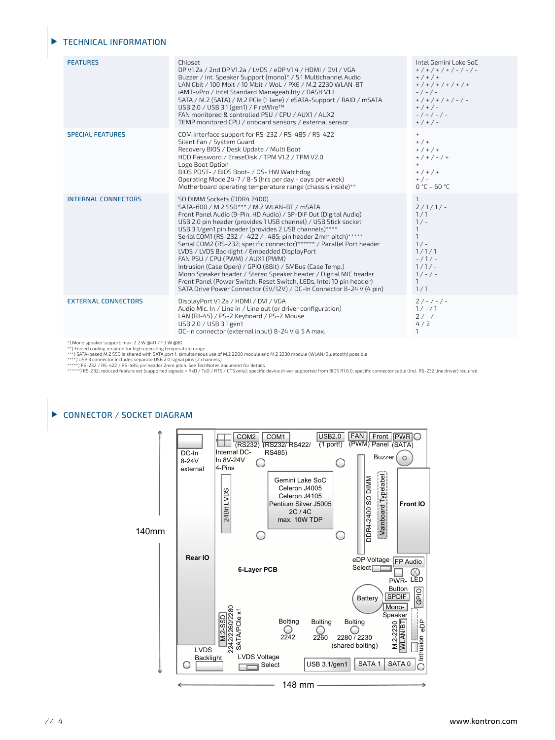## TECHNICAL INFORMATION

| | | |
|---|---|---|
| FEATURES | Chipset | Intel Gemini Lake SoC |
| | DP V1.2a / 2nd DP V1.2a / LVDS / eDP V1.4 / HDMI / DVI / VGA | + / + / + / + / - / - / - |
| | Buzzer / int. Speaker Support (mono)* / 5.1 Multichannel Audio | + / + / + |
| | LAN Gbit / 100 Mbit / 10 Mbit / WoL / PXE / M.2 2230 WLAN-BT | + / + / + / + / + / + |
| | iAMT-vPro / Intel Standard Manageability / DASH V1.1 | - / - / - |
| | SATA / M.2 (SATA) / M.2 PCIe (1 lane) / eSATA-Support / RAID / mSATA | + / + / + / + / - / - |
| | USB 2.0 / USB 3.1 (gen1) / FireWire™ | + / + / - |
| | FAN monitored & controlled PSU / CPU / AUX1 / AUX2 | - / + / - / - |
| | TEMP monitored CPU / onboard sensors / external sensor | + / + / - |
| SPECIAL FEATURES | COM interface support for RS-232 / RS-485 / RS-422 | + |
| | Silent Fan / System Guard | + / + |
| | Recovery BIOS / Desk Update / Multi Boot | + / + / + |
| | HDD Password / EraseDisk / TPM V1.2 / TPM V2.0 | + / + / - / + |
| | Logo Boot Option | + |
| | BIOS POST- / BIOS Boot- / OS- HW Watchdog | + / + / + |
| | Operating Mode 24-7 / 8-5 (hrs per day - days per week) | + / - |
| | Motherboard operating temperature range (chassis inside)** | 0 °C – 60 °C |
| INTERNAL CONNECTORS | SO DIMM Sockets (DDR4 2400) | 1 |
| | SATA-600 / M.2 SSD*** / M.2 WLAN-BT / mSATA | 2 / 1 / 1 / - |
| | Front Panel Audio (9-Pin, HD Audio) / SP-DIF Out (Digital Audio) | 1 / 1 |
| | USB 2.0 pin header (provides 1 USB channel) / USB Stick socket | 1 / - |
| | USB 3.1/gen1 pin header (provides 2 USB channels)**** | 1 |
| | Serial COM1 (RS-232 / -422 / -485; pin header 2mm pitch)***** | 1 |
| | Serial COM2 (RS-232; specific connector)****** / Parallel Port header | 1 / - |
| | LVDS / LVDS Backlight / Embedded DisplayPort | 1 / 1 / 1 |
| | FAN PSU / CPU (PWM) / AUX1 (PWM) | - / 1 / - |
| | Intrusion (Case Open) / GPIO (8Bit) / SMBus (Case Temp.) | 1 / 1 / - |
| | Mono Speaker header / Stereo Speaker header / Digital MIC header | 1 / - / - |
| | Front Panel (Power Switch, Reset Switch, LEDs, Intel 10 pin header) | 1 |
| | SATA Drive Power Connector (5V/12V) / DC-In Connector 8-24 V (4 pin) | 1 / 1 |
| EXTERNAL CONNECTORS | DisplayPort V1.2a / HDMI / DVI / VGA | 2 / - / - / - |
| | Audio Mic. In / Line in / Line out (or driver configuration) | 1 / - / 1 |
| | LAN (RJ-45) / PS-2 Keyboard / PS-2 Mouse | 2 / - / - |
| | USB 2.0 / USB 3.1 gen1 | 4 / 2 |
| | DC-In connector (external input) 8-24 V @ 5 A max. | 1 |

*) Mono speaker support; max. 2.2 W @4Ω / 1.3 W @8Ω
**) Forced cooling required for high operating temperature range.
***) SATA-based M.2 SSD is shared with SATA port 1; simultaneous use of M.2 2280 module and M.2 2230 module (WLAN/Bluetooth) possible
****) USB 3 connector includes separate USB 2.0 signal pins (2 channels)
*****) RS-232 / RS-422 / RS-485; pin header 2mm pitch. See TechNotes document for details
******) RS-232; reduced feature set (supported signals = RxD / TxD / RTS / CTS only); specific device driver supported from BIOS R1.6.0; specific connector cable (incl. RS-232 line driver) required.

## CONNECTOR / SOCKET DIAGRAM

DC-In 8-24V external | Internal DC-In 8V-24V 4-Pins | COM2 (RS232) | COM1 (RS232/ RS422/ RS485) | USB2.0 (1 port!) | FAN (PWM) | Front Panel | PWR (SATA) | Buzzer | 24Bit LVDS | Gemini Lake SoC Celeron J4005 Celeron J4105 Pentium Silver J5005 2C / 4C max. 10W TDP | DDR4-2400 SO DIMM | Mainboard Typelabel | Front IO | Rear IO | 6-Layer PCB | eDP Voltage Select | FP Audio | PWR-Button | LED | Battery | SPDIF | GPIO | Mono-Speaker | M.2-SSD 2242/2260/2280 SATA/PCIe x1 | Bolting 2242 | Bolting 2260 | Bolting 2280 / 2230 (shared bolting) | M.2-2230 WLAN/BT | eDP | Intrusion | LVDS Backlight | LVDS Voltage Select | USB 3.1/gen1 | SATA 1 | SATA 0

140mm

148 mm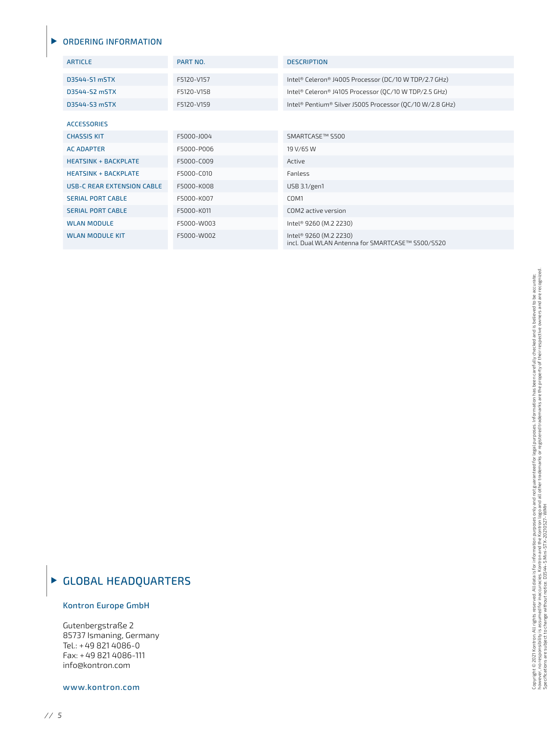## ORDERING INFORMATION

| ARTICLE | PART NO. | DESCRIPTION |
| --- | --- | --- |
| D3544-S1 mSTX | F5120-V157 | Intel® Celeron® J4005 Processor (DC/10 W TDP/2.7 GHz) |
| D3544-S2 mSTX | F5120-V158 | Intel® Celeron® J4105 Processor (QC/10 W TDP/2.5 GHz) |
| D3544-S3 mSTX | F5120-V159 | Intel® Pentium® Silver J5005 Processor (QC/10 W/2.8 GHz) |
| **ACCESSORIES** | | |
| CHASSIS KIT | F5000-J004 | SMARTCASE™ S500 |
| AC ADAPTER | F5000-P006 | 19 V/65 W |
| HEATSINK + BACKPLATE | F5000-C009 | Active |
| HEATSINK + BACKPLATE | F5000-C010 | Fanless |
| USB-C REAR EXTENSION CABLE | F5000-K008 | USB 3.1/gen1 |
| SERIAL PORT CABLE | F5000-K007 | COM1 |
| SERIAL PORT CABLE | F5000-K011 | COM2 active version |
| WLAN MODULE | F5000-W003 | Intel® 9260 (M.2 2230) |
| WLAN MODULE KIT | F5000-W002 | Intel® 9260 (M.2 2230) incl. Dual WLAN Antenna for SMARTCASE™ S500/S520 |

## GLOBAL HEADQUARTERS

**Kontron Europe GmbH**

Gutenbergstraße 2
85737 Ismaning, Germany
Tel.: + 49 821 4086-0
Fax: + 49 821 4086-111
info@kontron.com

www.kontron.com

Copyright © 2021 Kontron. All rights reserved. All data is for information purposes only and not guaranteed for legal purposes. Information has been carefully checked and is believed to be accurate; however, no responsibility is assumed for inaccuracies. Kontron and the Kontron logo and all other trademarks or registered trademarks are the property of their respective owners and are recognized. Specifications are subject to change without notice. D3544-S Mini-STX-20210527-WMH